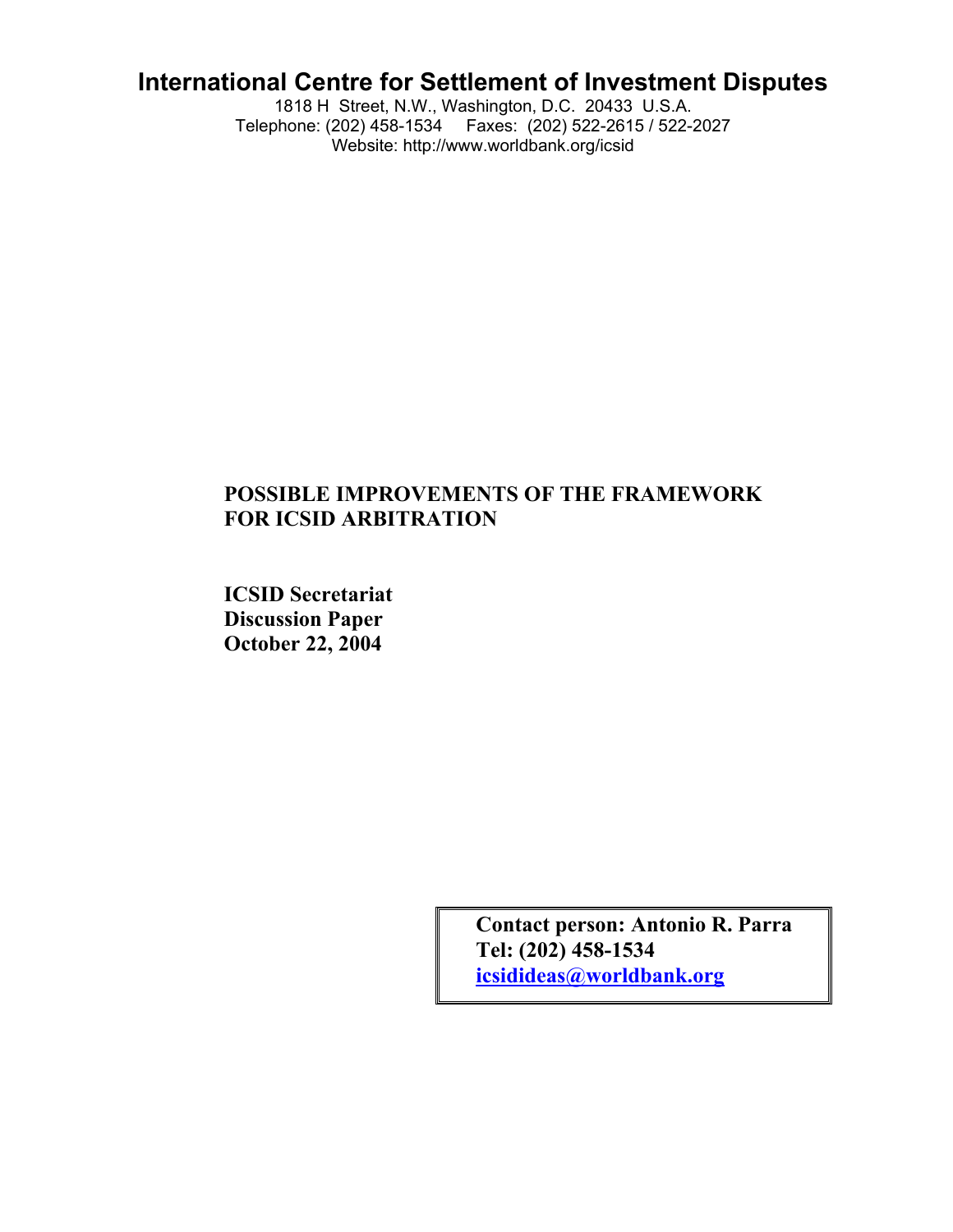# International Centre for Settlement of Investment Disputes

1818 H Street, N.W., Washington, D.C. 20433 U.S.A.
Telephone: (202) 458-1534 Faxes: (202) 522-2615 / 522-2027
Website: http://www.worldbank.org/icsid

**POSSIBLE IMPROVEMENTS OF THE FRAMEWORK FOR ICSID ARBITRATION**

**ICSID Secretariat**
**Discussion Paper**
**October 22, 2004**

**Contact person: Antonio R. Parra**
**Tel: (202) 458-1534**
**icsidideas@worldbank.org**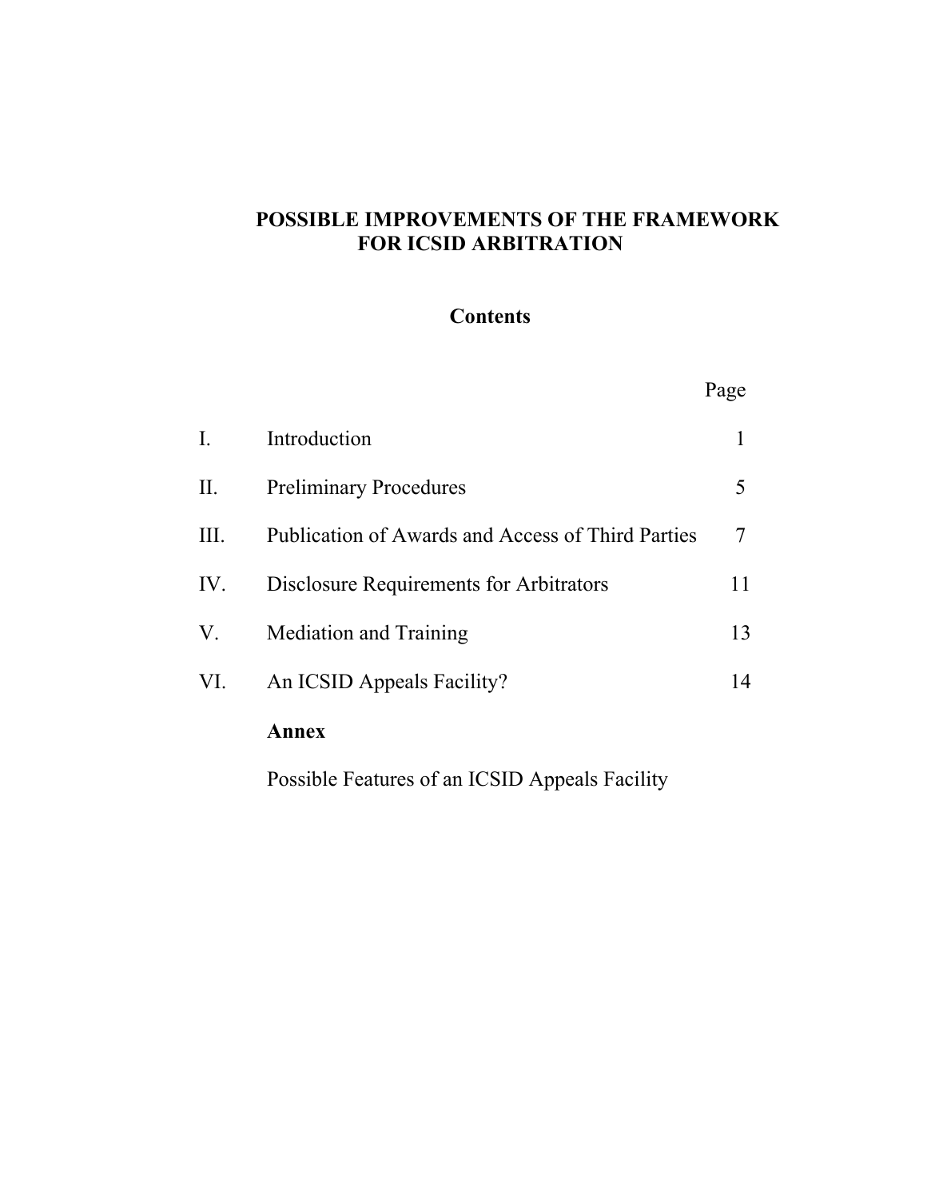# POSSIBLE IMPROVEMENTS OF THE FRAMEWORK FOR ICSID ARBITRATION

## Contents

| | | Page |
|---|---|---|
| I. | Introduction | 1 |
| II. | Preliminary Procedures | 5 |
| III. | Publication of Awards and Access of Third Parties | 7 |
| IV. | Disclosure Requirements for Arbitrators | 11 |
| V. | Mediation and Training | 13 |
| VI. | An ICSID Appeals Facility? | 14 |
| | **Annex** | |
| | Possible Features of an ICSID Appeals Facility | |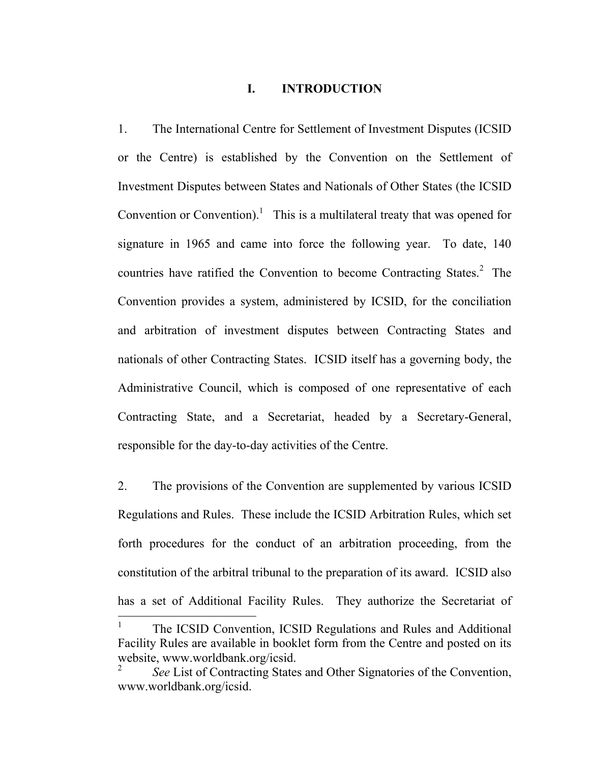# I. INTRODUCTION

1. The International Centre for Settlement of Investment Disputes (ICSID or the Centre) is established by the Convention on the Settlement of Investment Disputes between States and Nationals of Other States (the ICSID Convention or Convention).[1] This is a multilateral treaty that was opened for signature in 1965 and came into force the following year. To date, 140 countries have ratified the Convention to become Contracting States.[2] The Convention provides a system, administered by ICSID, for the conciliation and arbitration of investment disputes between Contracting States and nationals of other Contracting States. ICSID itself has a governing body, the Administrative Council, which is composed of one representative of each Contracting State, and a Secretariat, headed by a Secretary-General, responsible for the day-to-day activities of the Centre.

2. The provisions of the Convention are supplemented by various ICSID Regulations and Rules. These include the ICSID Arbitration Rules, which set forth procedures for the conduct of an arbitration proceeding, from the constitution of the arbitral tribunal to the preparation of its award. ICSID also has a set of Additional Facility Rules. They authorize the Secretariat of

---

[1] The ICSID Convention, ICSID Regulations and Rules and Additional Facility Rules are available in booklet form from the Centre and posted on its website, www.worldbank.org/icsid.

[2] *See* List of Contracting States and Other Signatories of the Convention, www.worldbank.org/icsid.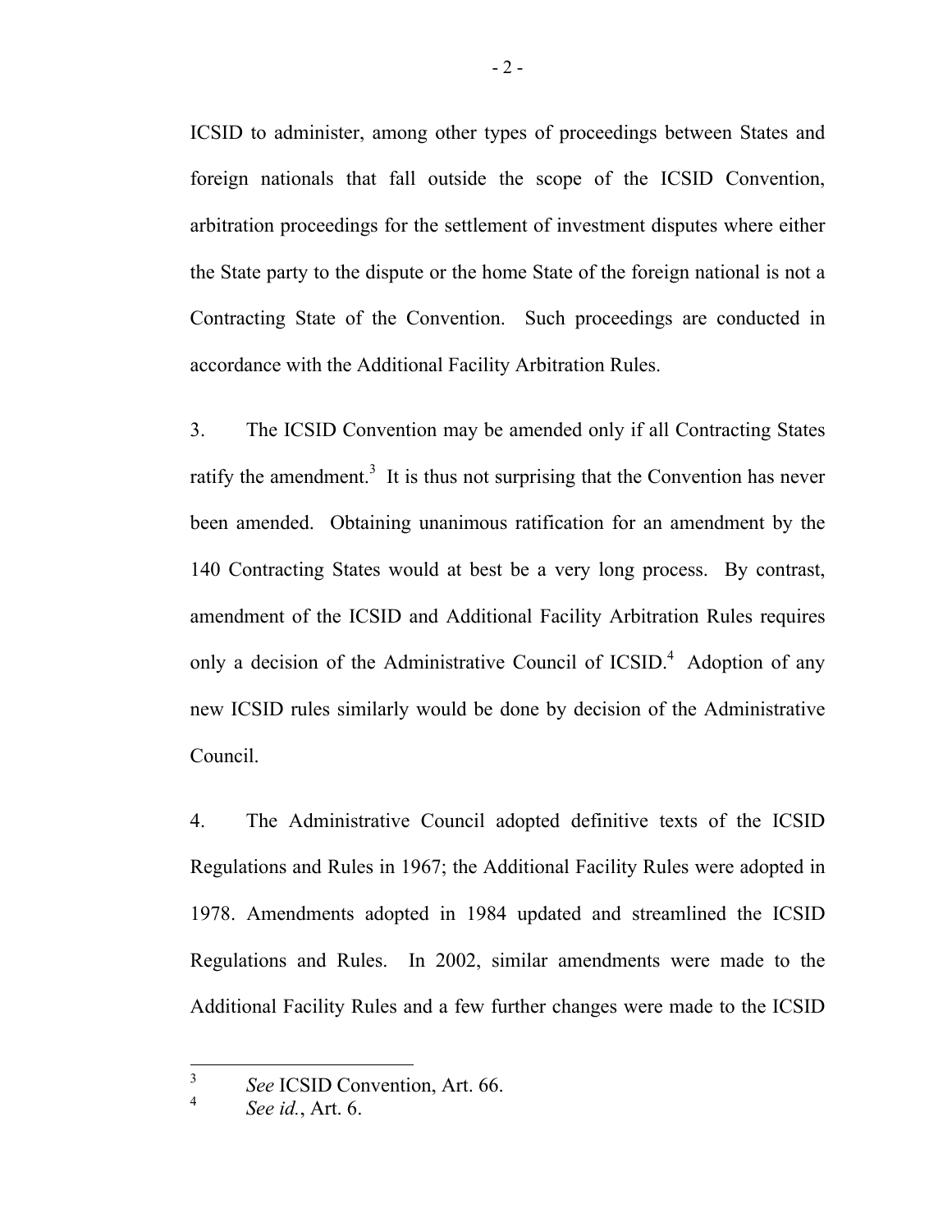ICSID to administer, among other types of proceedings between States and foreign nationals that fall outside the scope of the ICSID Convention, arbitration proceedings for the settlement of investment disputes where either the State party to the dispute or the home State of the foreign national is not a Contracting State of the Convention. Such proceedings are conducted in accordance with the Additional Facility Arbitration Rules.

3. The ICSID Convention may be amended only if all Contracting States ratify the amendment.[3] It is thus not surprising that the Convention has never been amended. Obtaining unanimous ratification for an amendment by the 140 Contracting States would at best be a very long process. By contrast, amendment of the ICSID and Additional Facility Arbitration Rules requires only a decision of the Administrative Council of ICSID.[4] Adoption of any new ICSID rules similarly would be done by decision of the Administrative Council.

4. The Administrative Council adopted definitive texts of the ICSID Regulations and Rules in 1967; the Additional Facility Rules were adopted in 1978. Amendments adopted in 1984 updated and streamlined the ICSID Regulations and Rules. In 2002, similar amendments were made to the Additional Facility Rules and a few further changes were made to the ICSID

---

[3] *See* ICSID Convention, Art. 66.

[4] *See id.*, Art. 6.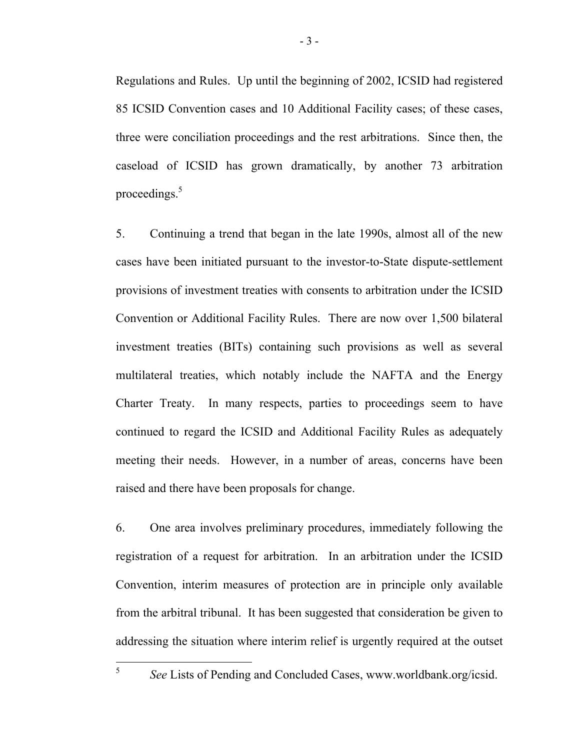Regulations and Rules. Up until the beginning of 2002, ICSID had registered 85 ICSID Convention cases and 10 Additional Facility cases; of these cases, three were conciliation proceedings and the rest arbitrations. Since then, the caseload of ICSID has grown dramatically, by another 73 arbitration proceedings.[5]

5. Continuing a trend that began in the late 1990s, almost all of the new cases have been initiated pursuant to the investor-to-State dispute-settlement provisions of investment treaties with consents to arbitration under the ICSID Convention or Additional Facility Rules. There are now over 1,500 bilateral investment treaties (BITs) containing such provisions as well as several multilateral treaties, which notably include the NAFTA and the Energy Charter Treaty. In many respects, parties to proceedings seem to have continued to regard the ICSID and Additional Facility Rules as adequately meeting their needs. However, in a number of areas, concerns have been raised and there have been proposals for change.

6. One area involves preliminary procedures, immediately following the registration of a request for arbitration. In an arbitration under the ICSID Convention, interim measures of protection are in principle only available from the arbitral tribunal. It has been suggested that consideration be given to addressing the situation where interim relief is urgently required at the outset

---

[5] *See* Lists of Pending and Concluded Cases, www.worldbank.org/icsid.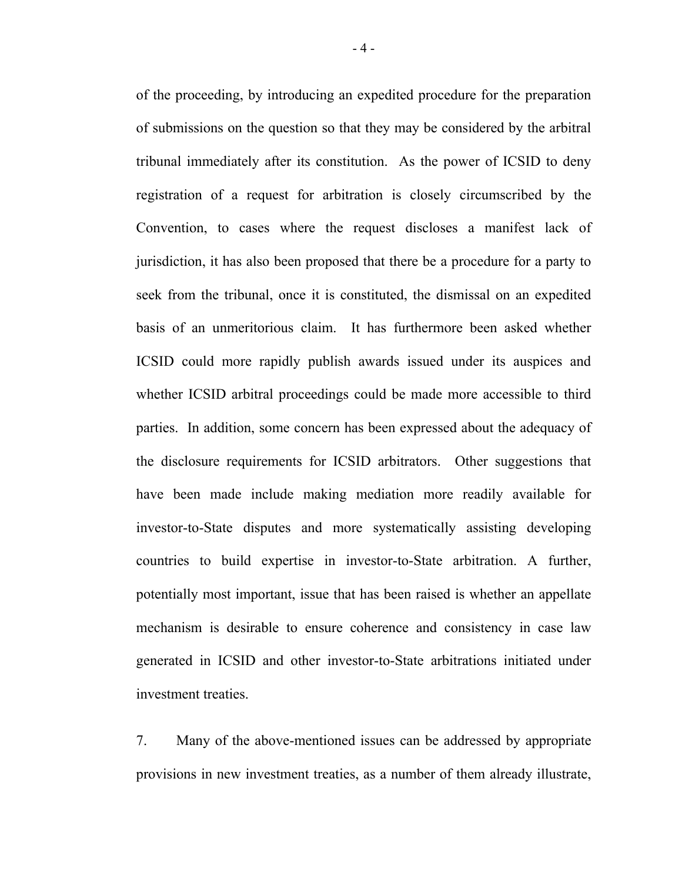of the proceeding, by introducing an expedited procedure for the preparation of submissions on the question so that they may be considered by the arbitral tribunal immediately after its constitution. As the power of ICSID to deny registration of a request for arbitration is closely circumscribed by the Convention, to cases where the request discloses a manifest lack of jurisdiction, it has also been proposed that there be a procedure for a party to seek from the tribunal, once it is constituted, the dismissal on an expedited basis of an unmeritorious claim. It has furthermore been asked whether ICSID could more rapidly publish awards issued under its auspices and whether ICSID arbitral proceedings could be made more accessible to third parties. In addition, some concern has been expressed about the adequacy of the disclosure requirements for ICSID arbitrators. Other suggestions that have been made include making mediation more readily available for investor-to-State disputes and more systematically assisting developing countries to build expertise in investor-to-State arbitration. A further, potentially most important, issue that has been raised is whether an appellate mechanism is desirable to ensure coherence and consistency in case law generated in ICSID and other investor-to-State arbitrations initiated under investment treaties.

7. Many of the above-mentioned issues can be addressed by appropriate provisions in new investment treaties, as a number of them already illustrate,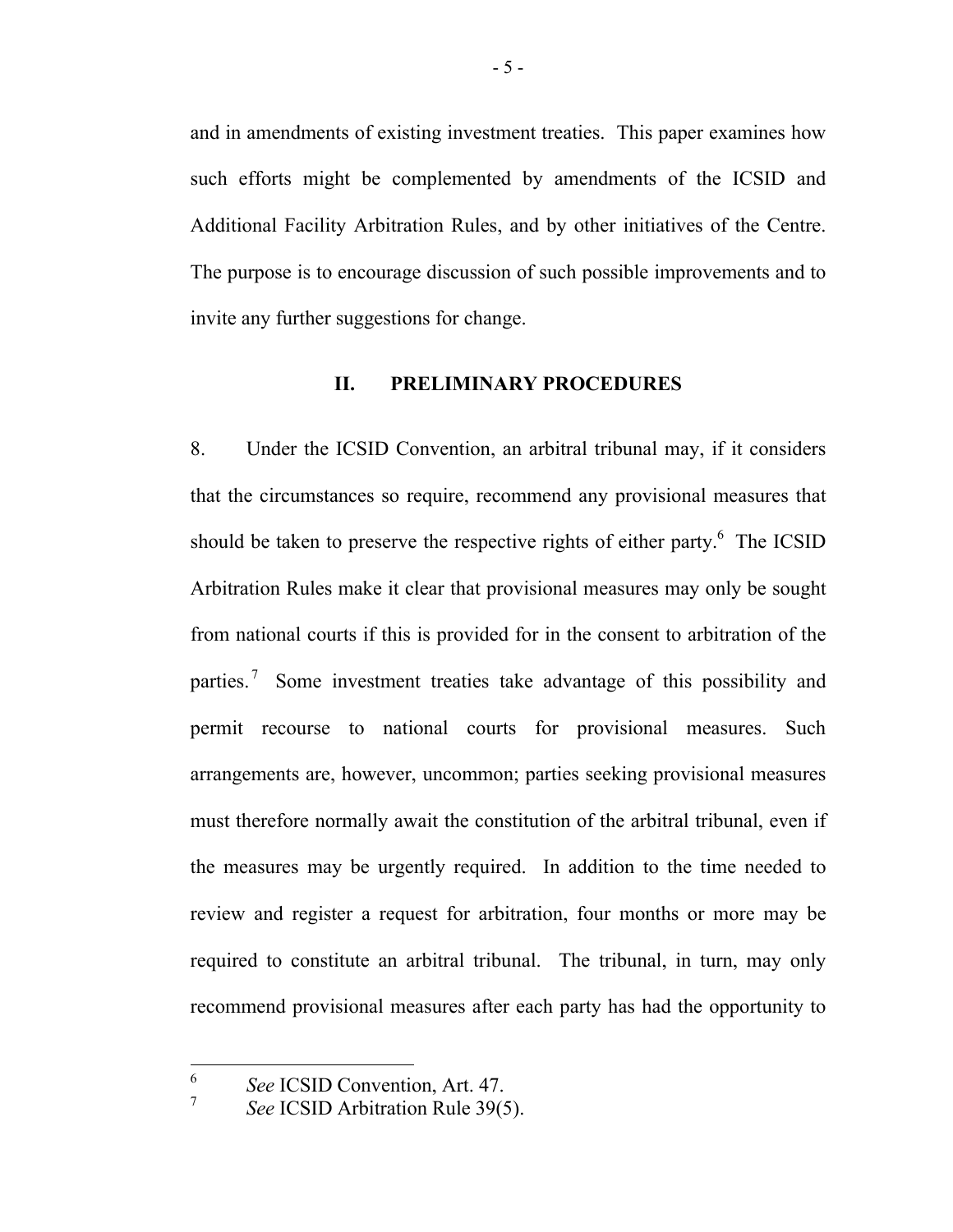and in amendments of existing investment treaties. This paper examines how such efforts might be complemented by amendments of the ICSID and Additional Facility Arbitration Rules, and by other initiatives of the Centre. The purpose is to encourage discussion of such possible improvements and to invite any further suggestions for change.

## II. PRELIMINARY PROCEDURES

8. Under the ICSID Convention, an arbitral tribunal may, if it considers that the circumstances so require, recommend any provisional measures that should be taken to preserve the respective rights of either party.[6] The ICSID Arbitration Rules make it clear that provisional measures may only be sought from national courts if this is provided for in the consent to arbitration of the parties.[7] Some investment treaties take advantage of this possibility and permit recourse to national courts for provisional measures. Such arrangements are, however, uncommon; parties seeking provisional measures must therefore normally await the constitution of the arbitral tribunal, even if the measures may be urgently required. In addition to the time needed to review and register a request for arbitration, four months or more may be required to constitute an arbitral tribunal. The tribunal, in turn, may only recommend provisional measures after each party has had the opportunity to

---

[6] *See* ICSID Convention, Art. 47.

[7] *See* ICSID Arbitration Rule 39(5).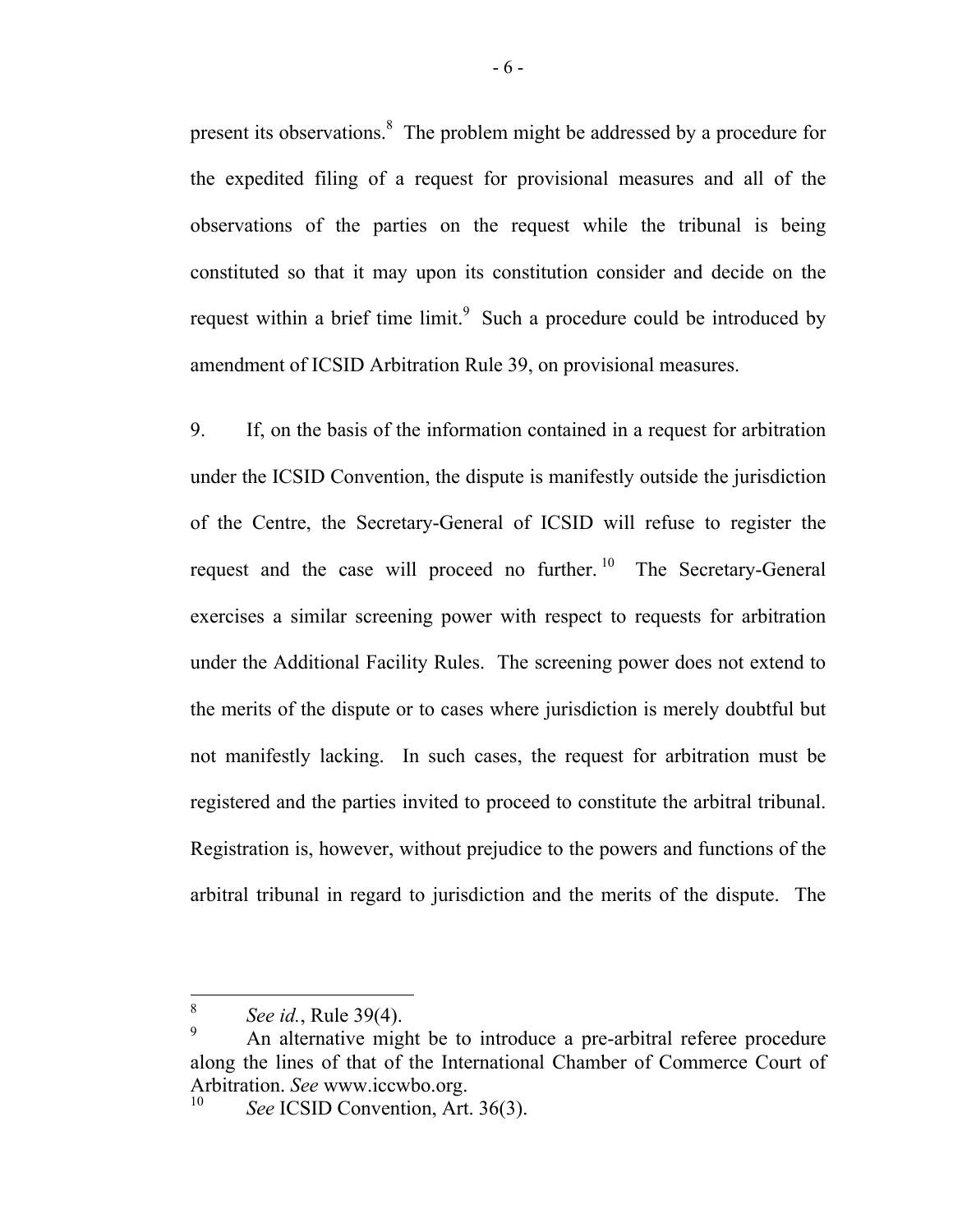present its observations.[8] The problem might be addressed by a procedure for the expedited filing of a request for provisional measures and all of the observations of the parties on the request while the tribunal is being constituted so that it may upon its constitution consider and decide on the request within a brief time limit.[9] Such a procedure could be introduced by amendment of ICSID Arbitration Rule 39, on provisional measures.

9. If, on the basis of the information contained in a request for arbitration under the ICSID Convention, the dispute is manifestly outside the jurisdiction of the Centre, the Secretary-General of ICSID will refuse to register the request and the case will proceed no further.[10] The Secretary-General exercises a similar screening power with respect to requests for arbitration under the Additional Facility Rules. The screening power does not extend to the merits of the dispute or to cases where jurisdiction is merely doubtful but not manifestly lacking. In such cases, the request for arbitration must be registered and the parties invited to proceed to constitute the arbitral tribunal. Registration is, however, without prejudice to the powers and functions of the arbitral tribunal in regard to jurisdiction and the merits of the dispute. The

---

[8] *See id.*, Rule 39(4).

[9] An alternative might be to introduce a pre-arbitral referee procedure along the lines of that of the International Chamber of Commerce Court of Arbitration. *See* www.iccwbo.org.

[10] *See* ICSID Convention, Art. 36(3).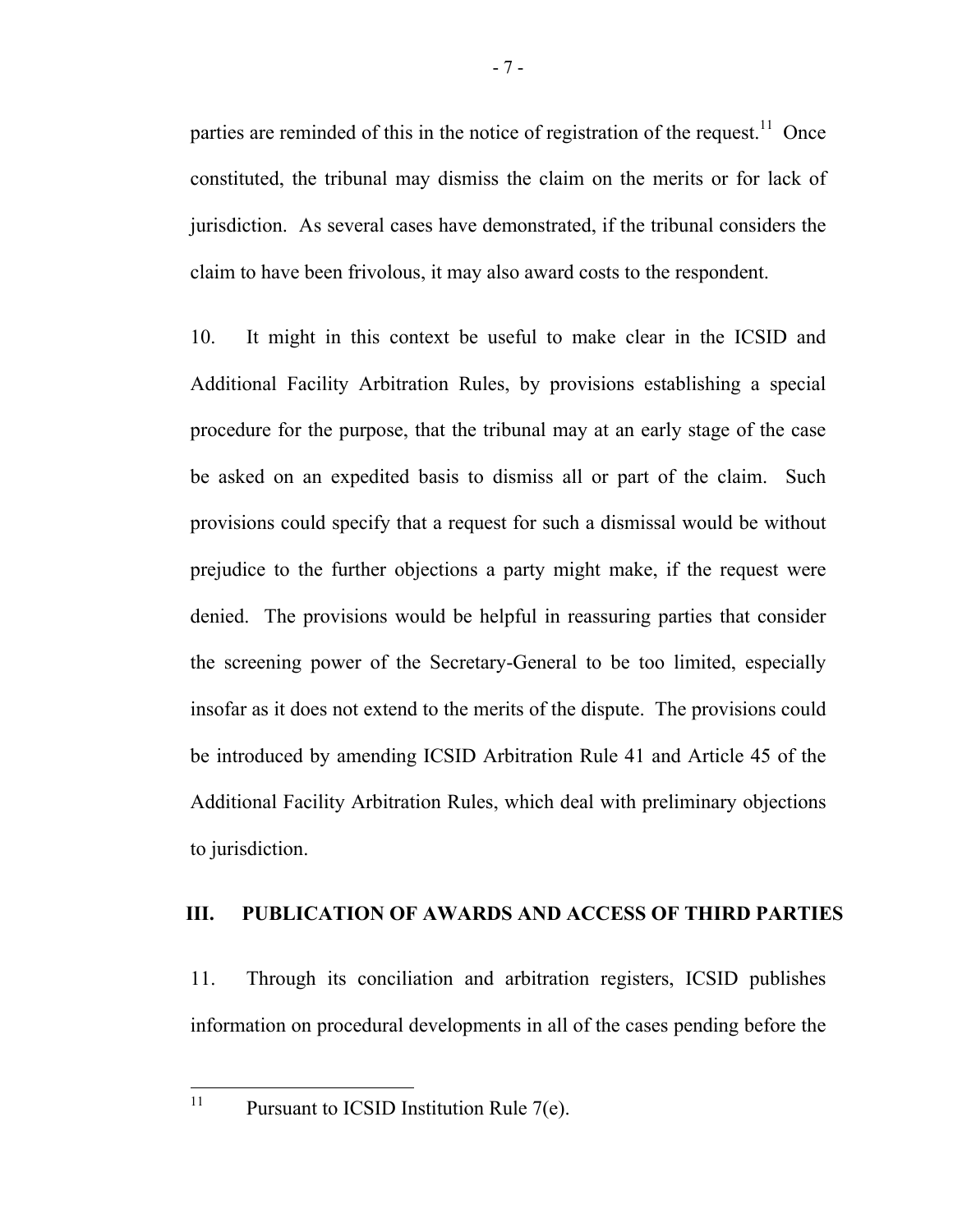parties are reminded of this in the notice of registration of the request.[11] Once constituted, the tribunal may dismiss the claim on the merits or for lack of jurisdiction. As several cases have demonstrated, if the tribunal considers the claim to have been frivolous, it may also award costs to the respondent.

10. It might in this context be useful to make clear in the ICSID and Additional Facility Arbitration Rules, by provisions establishing a special procedure for the purpose, that the tribunal may at an early stage of the case be asked on an expedited basis to dismiss all or part of the claim. Such provisions could specify that a request for such a dismissal would be without prejudice to the further objections a party might make, if the request were denied. The provisions would be helpful in reassuring parties that consider the screening power of the Secretary-General to be too limited, especially insofar as it does not extend to the merits of the dispute. The provisions could be introduced by amending ICSID Arbitration Rule 41 and Article 45 of the Additional Facility Arbitration Rules, which deal with preliminary objections to jurisdiction.

## III. PUBLICATION OF AWARDS AND ACCESS OF THIRD PARTIES

11. Through its conciliation and arbitration registers, ICSID publishes information on procedural developments in all of the cases pending before the

---

[11] Pursuant to ICSID Institution Rule 7(e).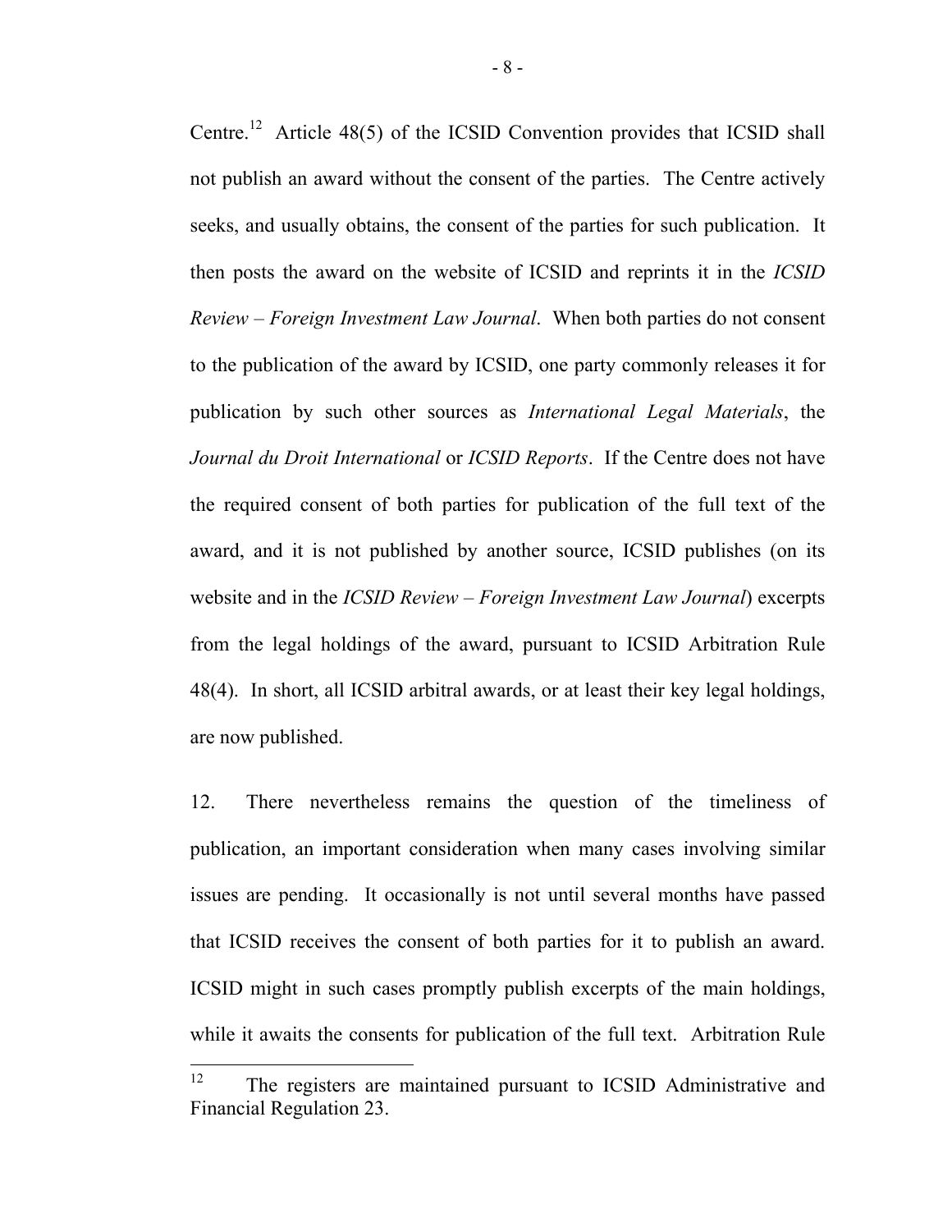Centre.[12] Article 48(5) of the ICSID Convention provides that ICSID shall not publish an award without the consent of the parties. The Centre actively seeks, and usually obtains, the consent of the parties for such publication. It then posts the award on the website of ICSID and reprints it in the *ICSID Review – Foreign Investment Law Journal*. When both parties do not consent to the publication of the award by ICSID, one party commonly releases it for publication by such other sources as *International Legal Materials*, the *Journal du Droit International* or *ICSID Reports*. If the Centre does not have the required consent of both parties for publication of the full text of the award, and it is not published by another source, ICSID publishes (on its website and in the *ICSID Review – Foreign Investment Law Journal*) excerpts from the legal holdings of the award, pursuant to ICSID Arbitration Rule 48(4). In short, all ICSID arbitral awards, or at least their key legal holdings, are now published.

12. There nevertheless remains the question of the timeliness of publication, an important consideration when many cases involving similar issues are pending. It occasionally is not until several months have passed that ICSID receives the consent of both parties for it to publish an award. ICSID might in such cases promptly publish excerpts of the main holdings, while it awaits the consents for publication of the full text. Arbitration Rule

---

[12] The registers are maintained pursuant to ICSID Administrative and Financial Regulation 23.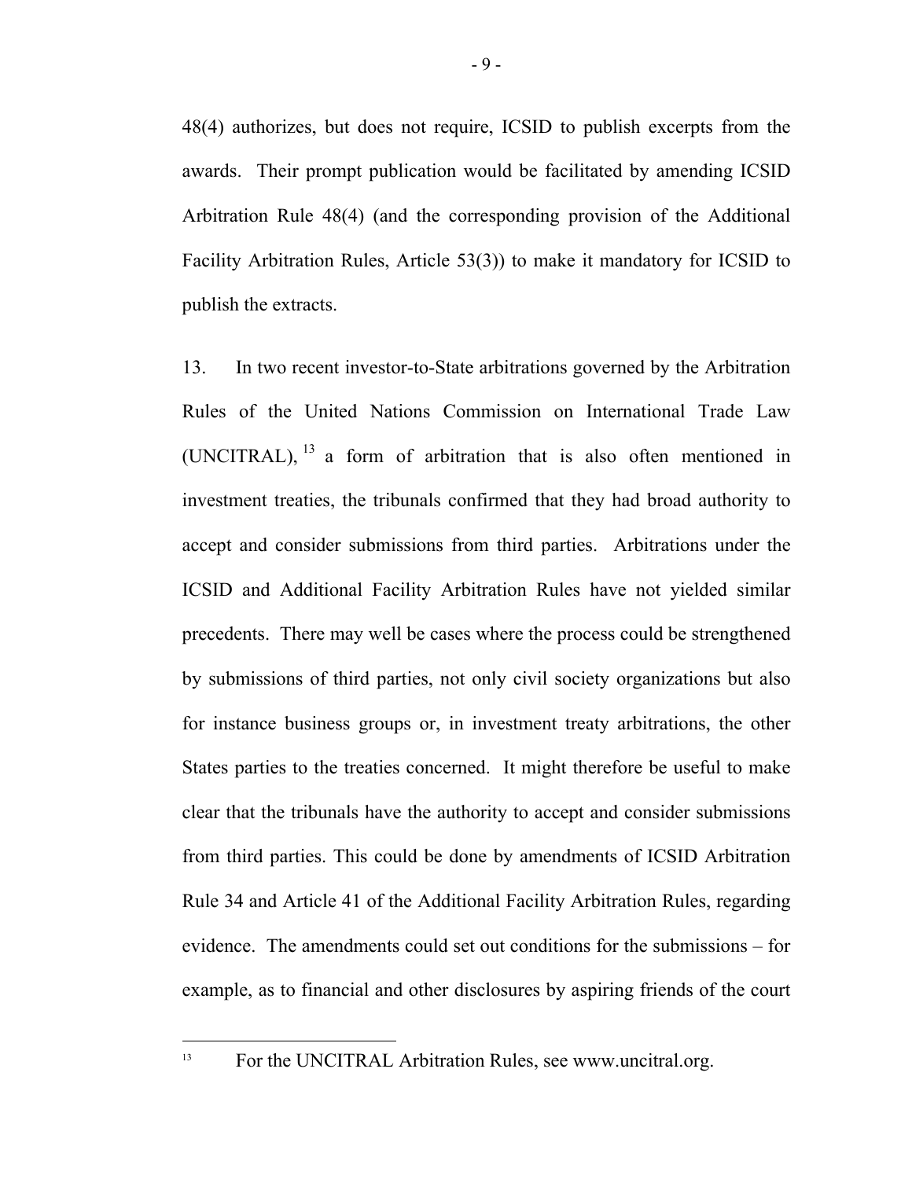48(4) authorizes, but does not require, ICSID to publish excerpts from the awards. Their prompt publication would be facilitated by amending ICSID Arbitration Rule 48(4) (and the corresponding provision of the Additional Facility Arbitration Rules, Article 53(3)) to make it mandatory for ICSID to publish the extracts.

13. In two recent investor-to-State arbitrations governed by the Arbitration Rules of the United Nations Commission on International Trade Law (UNCITRAL),[13] a form of arbitration that is also often mentioned in investment treaties, the tribunals confirmed that they had broad authority to accept and consider submissions from third parties. Arbitrations under the ICSID and Additional Facility Arbitration Rules have not yielded similar precedents. There may well be cases where the process could be strengthened by submissions of third parties, not only civil society organizations but also for instance business groups or, in investment treaty arbitrations, the other States parties to the treaties concerned. It might therefore be useful to make clear that the tribunals have the authority to accept and consider submissions from third parties. This could be done by amendments of ICSID Arbitration Rule 34 and Article 41 of the Additional Facility Arbitration Rules, regarding evidence. The amendments could set out conditions for the submissions – for example, as to financial and other disclosures by aspiring friends of the court

---

[13] For the UNCITRAL Arbitration Rules, see www.uncitral.org.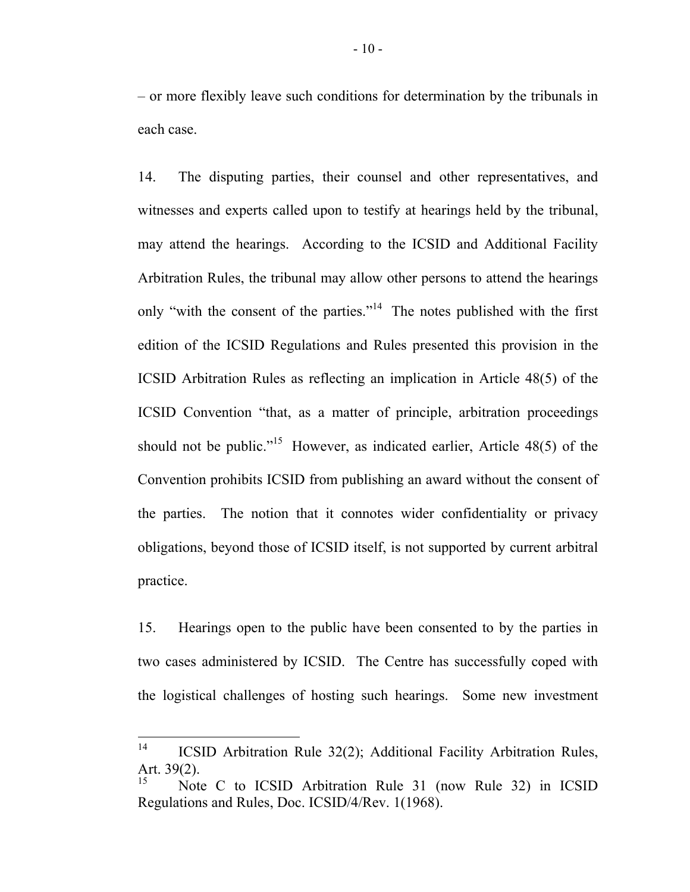– or more flexibly leave such conditions for determination by the tribunals in each case.

14. The disputing parties, their counsel and other representatives, and witnesses and experts called upon to testify at hearings held by the tribunal, may attend the hearings. According to the ICSID and Additional Facility Arbitration Rules, the tribunal may allow other persons to attend the hearings only "with the consent of the parties."[14] The notes published with the first edition of the ICSID Regulations and Rules presented this provision in the ICSID Arbitration Rules as reflecting an implication in Article 48(5) of the ICSID Convention "that, as a matter of principle, arbitration proceedings should not be public."[15] However, as indicated earlier, Article 48(5) of the Convention prohibits ICSID from publishing an award without the consent of the parties. The notion that it connotes wider confidentiality or privacy obligations, beyond those of ICSID itself, is not supported by current arbitral practice.

15. Hearings open to the public have been consented to by the parties in two cases administered by ICSID. The Centre has successfully coped with the logistical challenges of hosting such hearings. Some new investment

---

[14] ICSID Arbitration Rule 32(2); Additional Facility Arbitration Rules, Art. 39(2).

[15] Note C to ICSID Arbitration Rule 31 (now Rule 32) in ICSID Regulations and Rules, Doc. ICSID/4/Rev. 1(1968).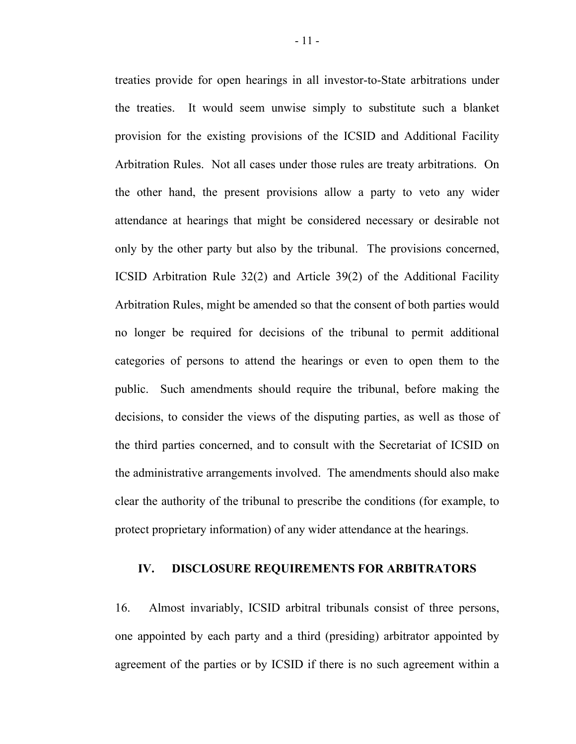treaties provide for open hearings in all investor-to-State arbitrations under the treaties. It would seem unwise simply to substitute such a blanket provision for the existing provisions of the ICSID and Additional Facility Arbitration Rules. Not all cases under those rules are treaty arbitrations. On the other hand, the present provisions allow a party to veto any wider attendance at hearings that might be considered necessary or desirable not only by the other party but also by the tribunal. The provisions concerned, ICSID Arbitration Rule 32(2) and Article 39(2) of the Additional Facility Arbitration Rules, might be amended so that the consent of both parties would no longer be required for decisions of the tribunal to permit additional categories of persons to attend the hearings or even to open them to the public. Such amendments should require the tribunal, before making the decisions, to consider the views of the disputing parties, as well as those of the third parties concerned, and to consult with the Secretariat of ICSID on the administrative arrangements involved. The amendments should also make clear the authority of the tribunal to prescribe the conditions (for example, to protect proprietary information) of any wider attendance at the hearings.

## IV. DISCLOSURE REQUIREMENTS FOR ARBITRATORS

16. Almost invariably, ICSID arbitral tribunals consist of three persons, one appointed by each party and a third (presiding) arbitrator appointed by agreement of the parties or by ICSID if there is no such agreement within a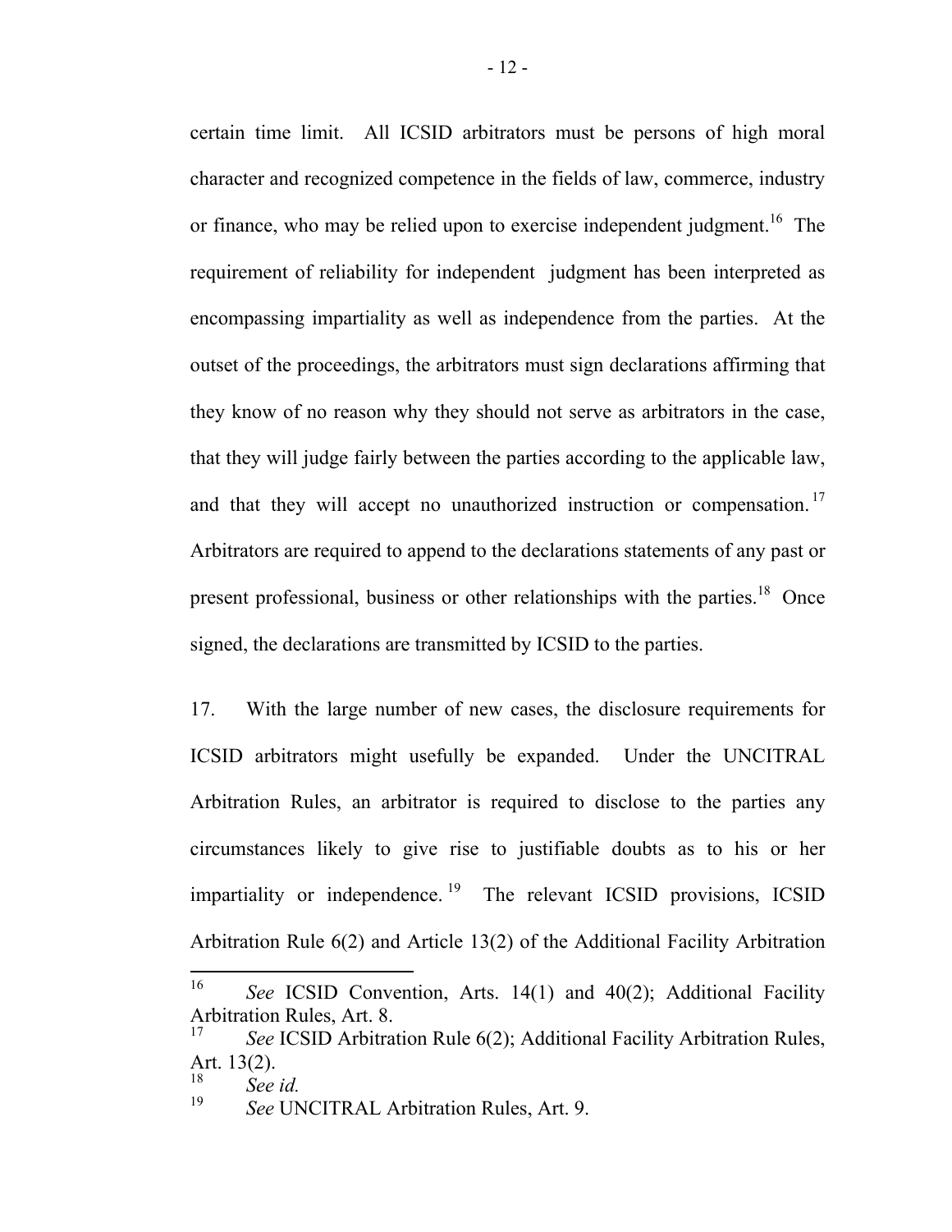certain time limit. All ICSID arbitrators must be persons of high moral character and recognized competence in the fields of law, commerce, industry or finance, who may be relied upon to exercise independent judgment.[16] The requirement of reliability for independent judgment has been interpreted as encompassing impartiality as well as independence from the parties. At the outset of the proceedings, the arbitrators must sign declarations affirming that they know of no reason why they should not serve as arbitrators in the case, that they will judge fairly between the parties according to the applicable law, and that they will accept no unauthorized instruction or compensation.[17] Arbitrators are required to append to the declarations statements of any past or present professional, business or other relationships with the parties.[18] Once signed, the declarations are transmitted by ICSID to the parties.

17. With the large number of new cases, the disclosure requirements for ICSID arbitrators might usefully be expanded. Under the UNCITRAL Arbitration Rules, an arbitrator is required to disclose to the parties any circumstances likely to give rise to justifiable doubts as to his or her impartiality or independence.[19] The relevant ICSID provisions, ICSID Arbitration Rule 6(2) and Article 13(2) of the Additional Facility Arbitration

---

[16] *See* ICSID Convention, Arts. 14(1) and 40(2); Additional Facility Arbitration Rules, Art. 8.

[17] *See* ICSID Arbitration Rule 6(2); Additional Facility Arbitration Rules, Art. 13(2).

[18] *See id.*

[19] *See* UNCITRAL Arbitration Rules, Art. 9.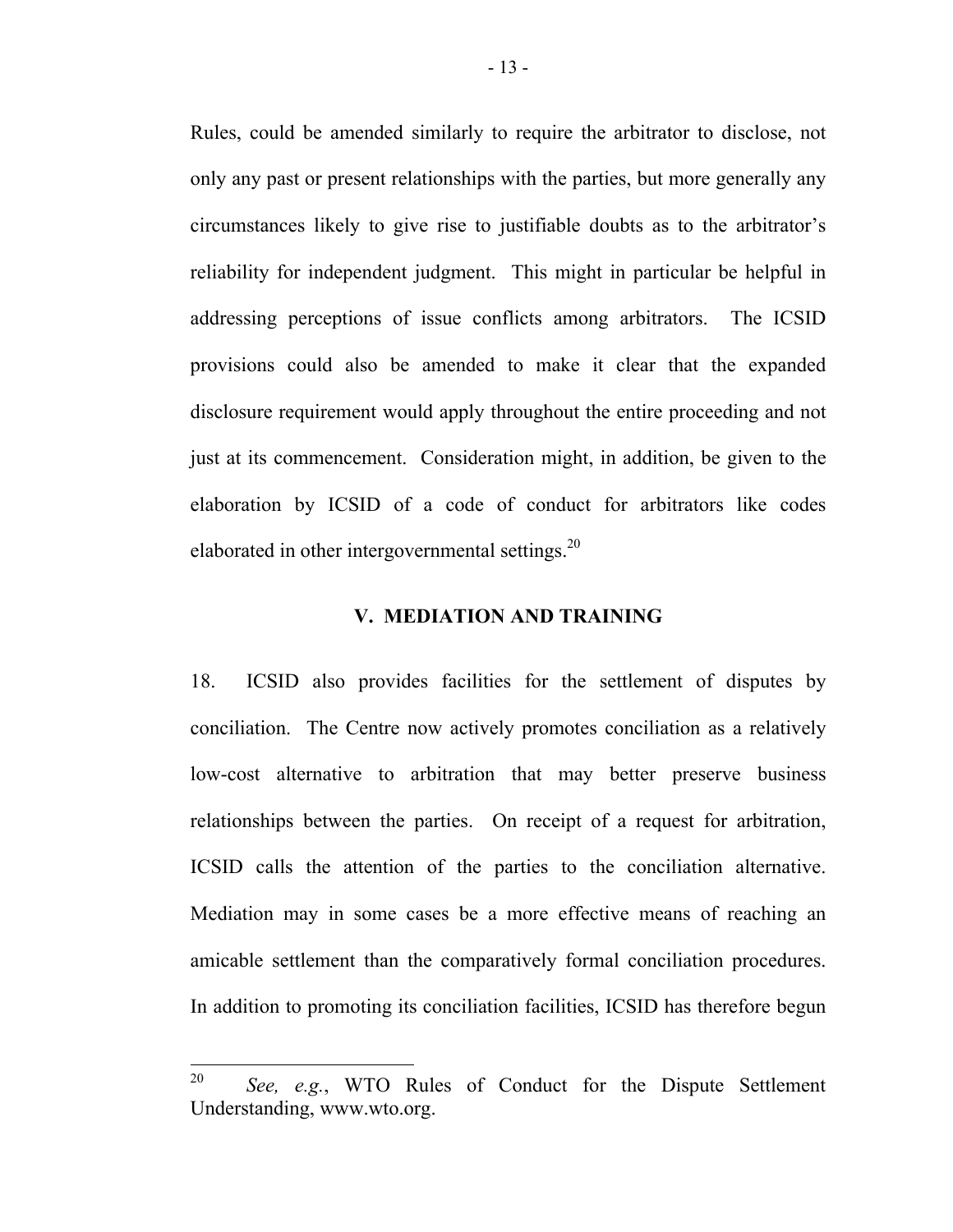Rules, could be amended similarly to require the arbitrator to disclose, not only any past or present relationships with the parties, but more generally any circumstances likely to give rise to justifiable doubts as to the arbitrator's reliability for independent judgment. This might in particular be helpful in addressing perceptions of issue conflicts among arbitrators. The ICSID provisions could also be amended to make it clear that the expanded disclosure requirement would apply throughout the entire proceeding and not just at its commencement. Consideration might, in addition, be given to the elaboration by ICSID of a code of conduct for arbitrators like codes elaborated in other intergovernmental settings.[20]

### V. MEDIATION AND TRAINING

18. ICSID also provides facilities for the settlement of disputes by conciliation. The Centre now actively promotes conciliation as a relatively low-cost alternative to arbitration that may better preserve business relationships between the parties. On receipt of a request for arbitration, ICSID calls the attention of the parties to the conciliation alternative. Mediation may in some cases be a more effective means of reaching an amicable settlement than the comparatively formal conciliation procedures. In addition to promoting its conciliation facilities, ICSID has therefore begun

---

[20] *See, e.g.*, WTO Rules of Conduct for the Dispute Settlement Understanding, www.wto.org.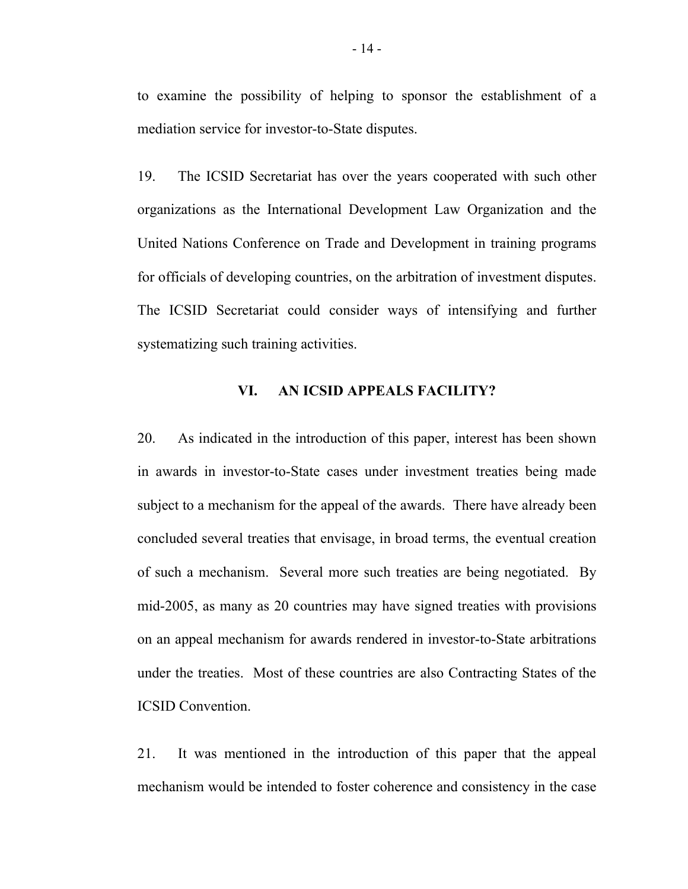to examine the possibility of helping to sponsor the establishment of a mediation service for investor-to-State disputes.

19. The ICSID Secretariat has over the years cooperated with such other organizations as the International Development Law Organization and the United Nations Conference on Trade and Development in training programs for officials of developing countries, on the arbitration of investment disputes. The ICSID Secretariat could consider ways of intensifying and further systematizing such training activities.

## VI. AN ICSID APPEALS FACILITY?

20. As indicated in the introduction of this paper, interest has been shown in awards in investor-to-State cases under investment treaties being made subject to a mechanism for the appeal of the awards. There have already been concluded several treaties that envisage, in broad terms, the eventual creation of such a mechanism. Several more such treaties are being negotiated. By mid-2005, as many as 20 countries may have signed treaties with provisions on an appeal mechanism for awards rendered in investor-to-State arbitrations under the treaties. Most of these countries are also Contracting States of the ICSID Convention.

21. It was mentioned in the introduction of this paper that the appeal mechanism would be intended to foster coherence and consistency in the case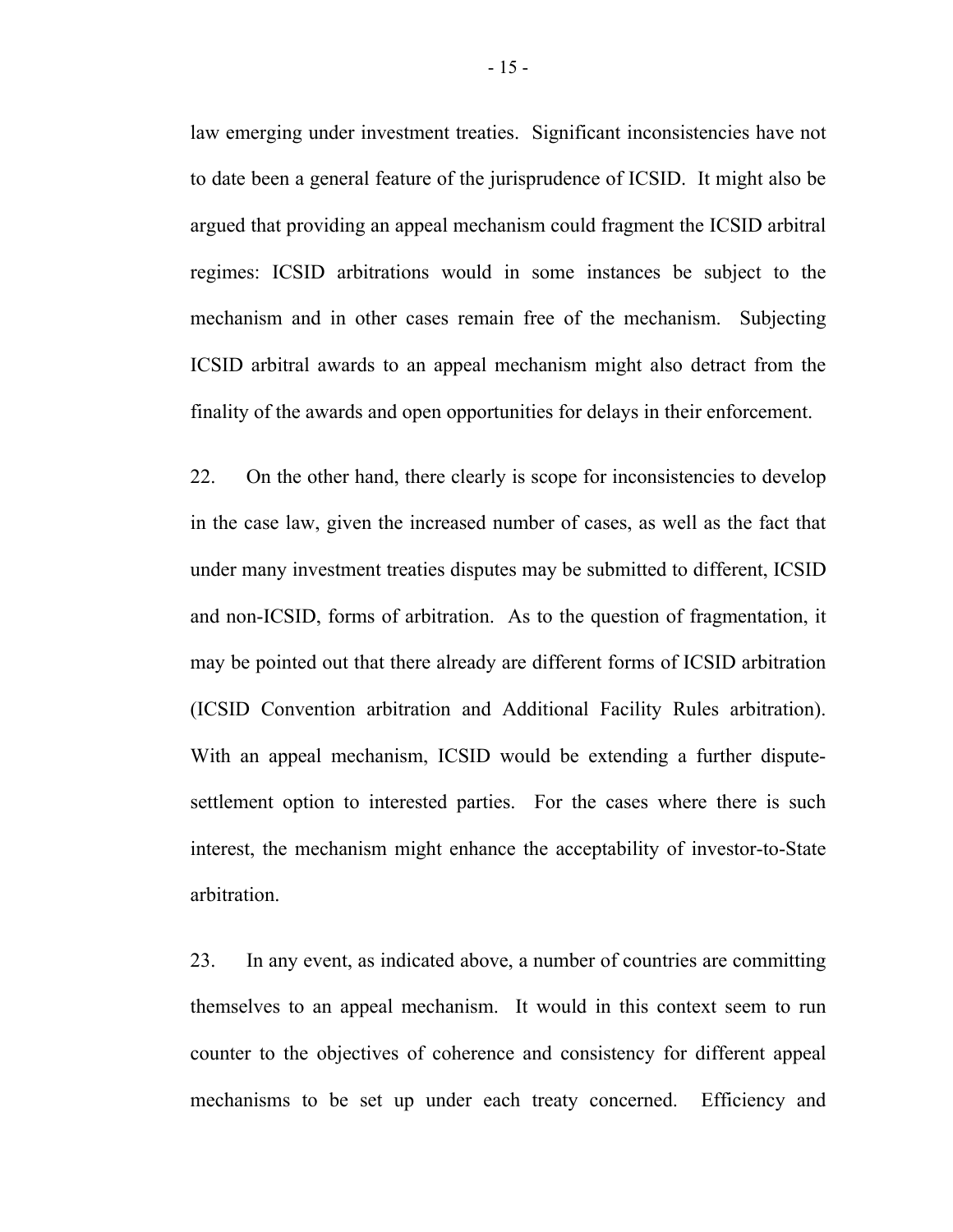law emerging under investment treaties. Significant inconsistencies have not to date been a general feature of the jurisprudence of ICSID. It might also be argued that providing an appeal mechanism could fragment the ICSID arbitral regimes: ICSID arbitrations would in some instances be subject to the mechanism and in other cases remain free of the mechanism. Subjecting ICSID arbitral awards to an appeal mechanism might also detract from the finality of the awards and open opportunities for delays in their enforcement.

22. On the other hand, there clearly is scope for inconsistencies to develop in the case law, given the increased number of cases, as well as the fact that under many investment treaties disputes may be submitted to different, ICSID and non-ICSID, forms of arbitration. As to the question of fragmentation, it may be pointed out that there already are different forms of ICSID arbitration (ICSID Convention arbitration and Additional Facility Rules arbitration). With an appeal mechanism, ICSID would be extending a further dispute-settlement option to interested parties. For the cases where there is such interest, the mechanism might enhance the acceptability of investor-to-State arbitration.

23. In any event, as indicated above, a number of countries are committing themselves to an appeal mechanism. It would in this context seem to run counter to the objectives of coherence and consistency for different appeal mechanisms to be set up under each treaty concerned. Efficiency and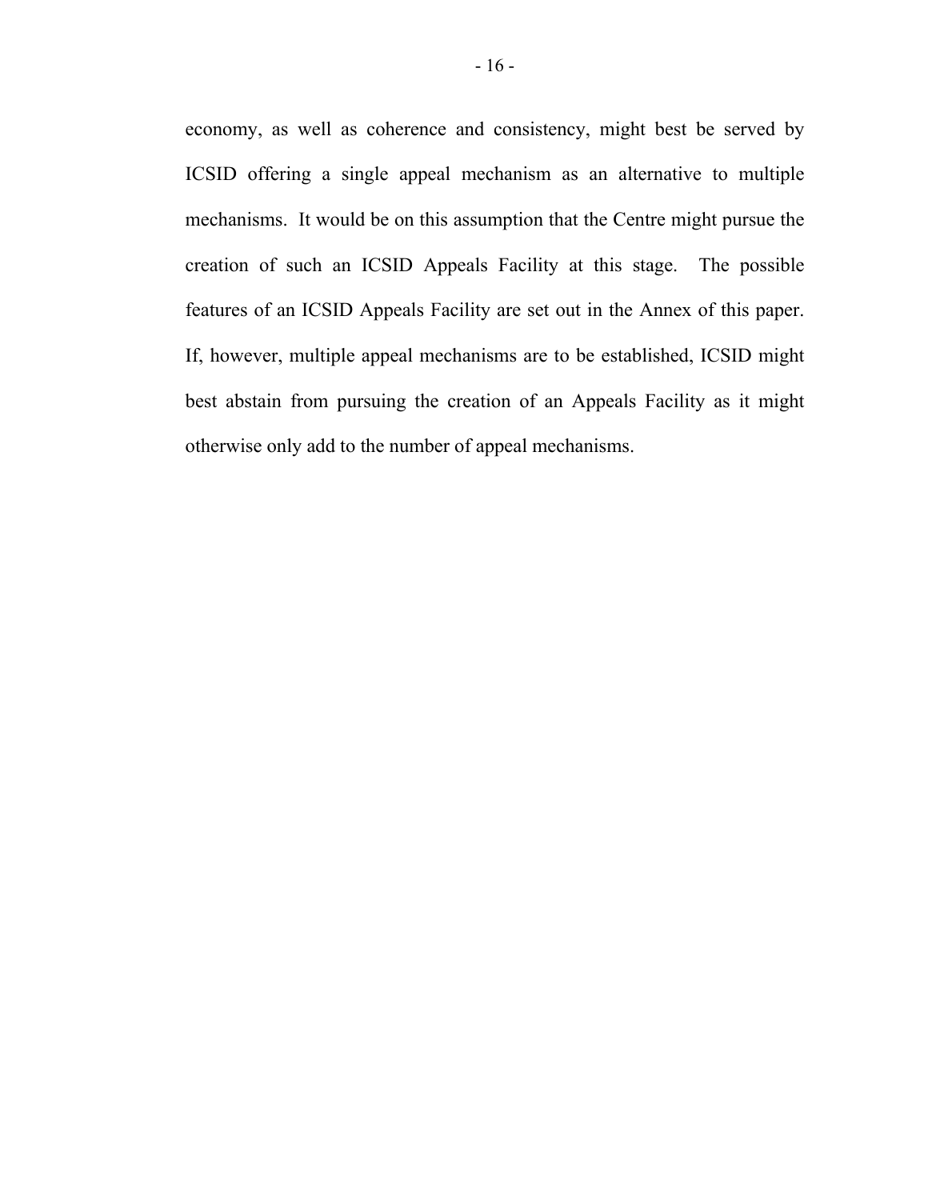economy, as well as coherence and consistency, might best be served by ICSID offering a single appeal mechanism as an alternative to multiple mechanisms. It would be on this assumption that the Centre might pursue the creation of such an ICSID Appeals Facility at this stage. The possible features of an ICSID Appeals Facility are set out in the Annex of this paper. If, however, multiple appeal mechanisms are to be established, ICSID might best abstain from pursuing the creation of an Appeals Facility as it might otherwise only add to the number of appeal mechanisms.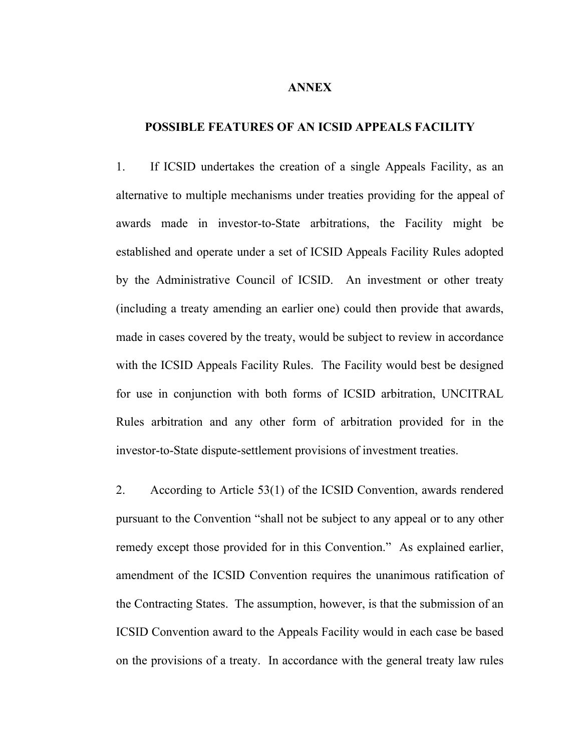# ANNEX

## POSSIBLE FEATURES OF AN ICSID APPEALS FACILITY

1. If ICSID undertakes the creation of a single Appeals Facility, as an alternative to multiple mechanisms under treaties providing for the appeal of awards made in investor-to-State arbitrations, the Facility might be established and operate under a set of ICSID Appeals Facility Rules adopted by the Administrative Council of ICSID. An investment or other treaty (including a treaty amending an earlier one) could then provide that awards, made in cases covered by the treaty, would be subject to review in accordance with the ICSID Appeals Facility Rules. The Facility would best be designed for use in conjunction with both forms of ICSID arbitration, UNCITRAL Rules arbitration and any other form of arbitration provided for in the investor-to-State dispute-settlement provisions of investment treaties.

2. According to Article 53(1) of the ICSID Convention, awards rendered pursuant to the Convention "shall not be subject to any appeal or to any other remedy except those provided for in this Convention." As explained earlier, amendment of the ICSID Convention requires the unanimous ratification of the Contracting States. The assumption, however, is that the submission of an ICSID Convention award to the Appeals Facility would in each case be based on the provisions of a treaty. In accordance with the general treaty law rules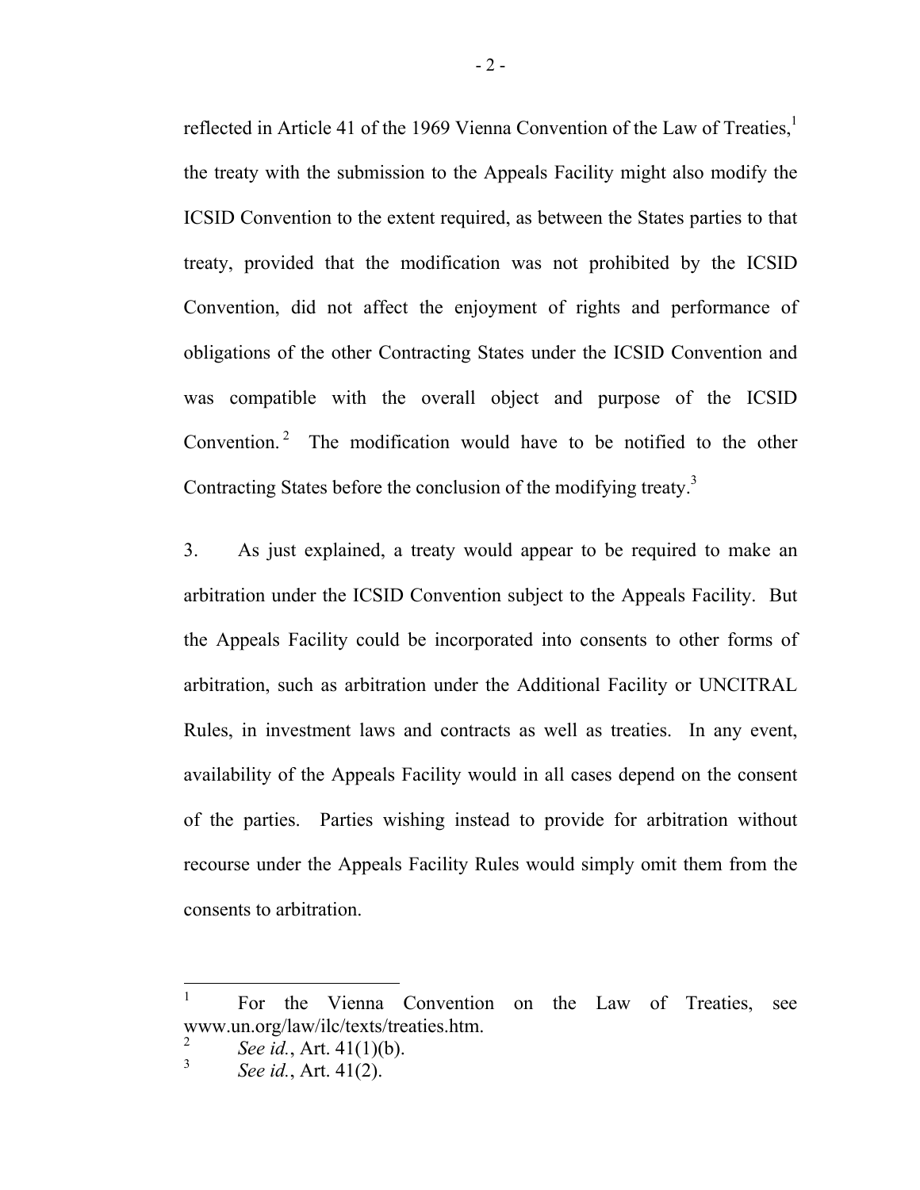reflected in Article 41 of the 1969 Vienna Convention of the Law of Treaties,[1] the treaty with the submission to the Appeals Facility might also modify the ICSID Convention to the extent required, as between the States parties to that treaty, provided that the modification was not prohibited by the ICSID Convention, did not affect the enjoyment of rights and performance of obligations of the other Contracting States under the ICSID Convention and was compatible with the overall object and purpose of the ICSID Convention.[2] The modification would have to be notified to the other Contracting States before the conclusion of the modifying treaty.[3]

3. As just explained, a treaty would appear to be required to make an arbitration under the ICSID Convention subject to the Appeals Facility. But the Appeals Facility could be incorporated into consents to other forms of arbitration, such as arbitration under the Additional Facility or UNCITRAL Rules, in investment laws and contracts as well as treaties. In any event, availability of the Appeals Facility would in all cases depend on the consent of the parties. Parties wishing instead to provide for arbitration without recourse under the Appeals Facility Rules would simply omit them from the consents to arbitration.

---

[1] For the Vienna Convention on the Law of Treaties, see www.un.org/law/ilc/texts/treaties.htm.

[2] *See id.*, Art. 41(1)(b).

[3] *See id.*, Art. 41(2).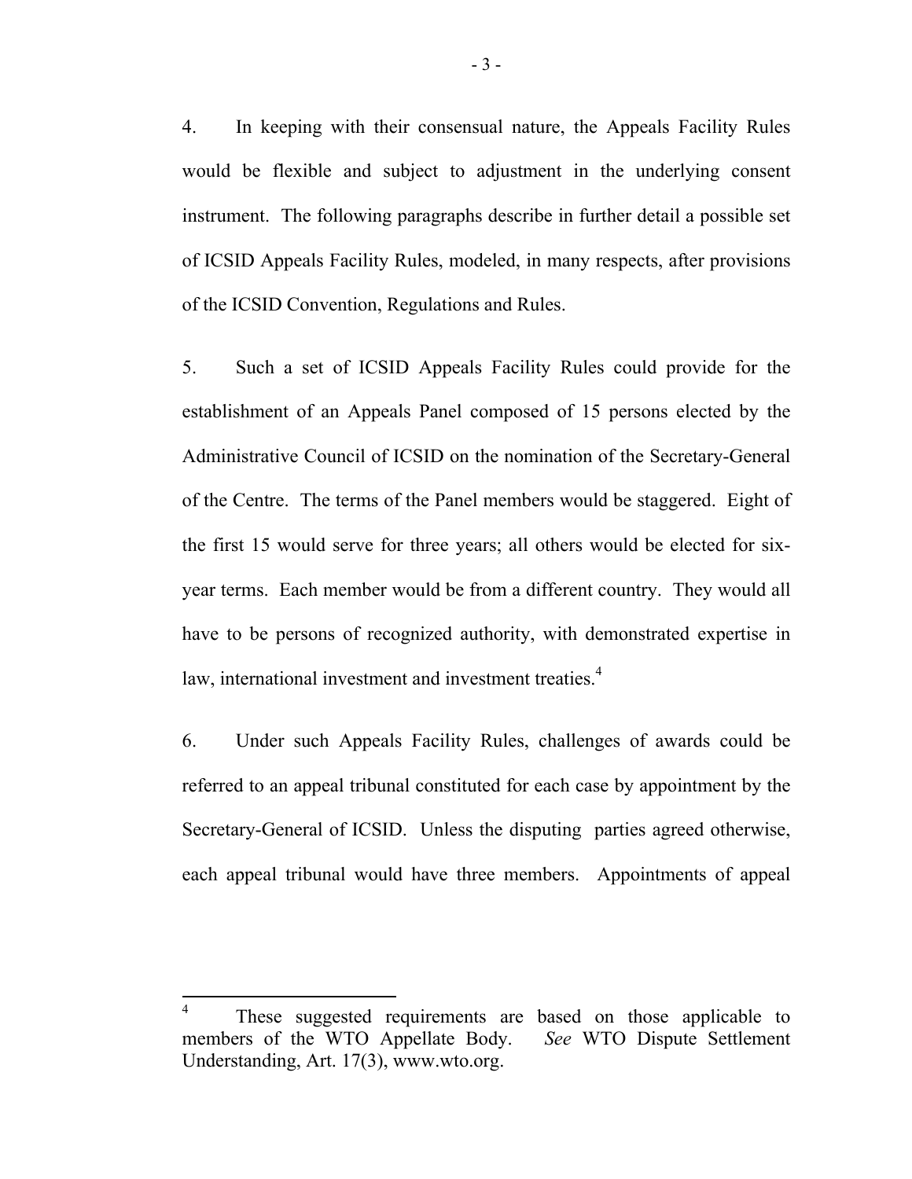4. In keeping with their consensual nature, the Appeals Facility Rules would be flexible and subject to adjustment in the underlying consent instrument. The following paragraphs describe in further detail a possible set of ICSID Appeals Facility Rules, modeled, in many respects, after provisions of the ICSID Convention, Regulations and Rules.

5. Such a set of ICSID Appeals Facility Rules could provide for the establishment of an Appeals Panel composed of 15 persons elected by the Administrative Council of ICSID on the nomination of the Secretary-General of the Centre. The terms of the Panel members would be staggered. Eight of the first 15 would serve for three years; all others would be elected for six-year terms. Each member would be from a different country. They would all have to be persons of recognized authority, with demonstrated expertise in law, international investment and investment treaties.[4]

6. Under such Appeals Facility Rules, challenges of awards could be referred to an appeal tribunal constituted for each case by appointment by the Secretary-General of ICSID. Unless the disputing parties agreed otherwise, each appeal tribunal would have three members. Appointments of appeal

---

[4] These suggested requirements are based on those applicable to members of the WTO Appellate Body. *See* WTO Dispute Settlement Understanding, Art. 17(3), www.wto.org.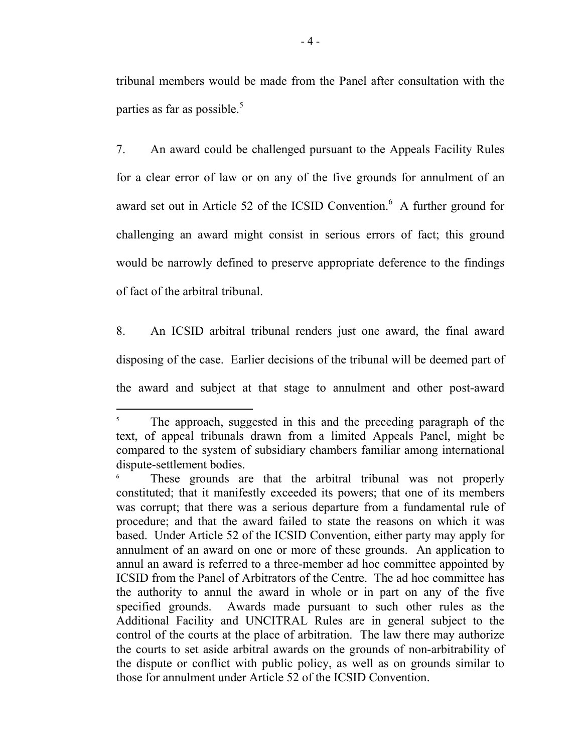tribunal members would be made from the Panel after consultation with the parties as far as possible.[5]

7. An award could be challenged pursuant to the Appeals Facility Rules for a clear error of law or on any of the five grounds for annulment of an award set out in Article 52 of the ICSID Convention.[6] A further ground for challenging an award might consist in serious errors of fact; this ground would be narrowly defined to preserve appropriate deference to the findings of fact of the arbitral tribunal.

8. An ICSID arbitral tribunal renders just one award, the final award disposing of the case. Earlier decisions of the tribunal will be deemed part of the award and subject at that stage to annulment and other post-award

---

[5] The approach, suggested in this and the preceding paragraph of the text, of appeal tribunals drawn from a limited Appeals Panel, might be compared to the system of subsidiary chambers familiar among international dispute-settlement bodies.

[6] These grounds are that the arbitral tribunal was not properly constituted; that it manifestly exceeded its powers; that one of its members was corrupt; that there was a serious departure from a fundamental rule of procedure; and that the award failed to state the reasons on which it was based. Under Article 52 of the ICSID Convention, either party may apply for annulment of an award on one or more of these grounds. An application to annul an award is referred to a three-member ad hoc committee appointed by ICSID from the Panel of Arbitrators of the Centre. The ad hoc committee has the authority to annul the award in whole or in part on any of the five specified grounds. Awards made pursuant to such other rules as the Additional Facility and UNCITRAL Rules are in general subject to the control of the courts at the place of arbitration. The law there may authorize the courts to set aside arbitral awards on the grounds of non-arbitrability of the dispute or conflict with public policy, as well as on grounds similar to those for annulment under Article 52 of the ICSID Convention.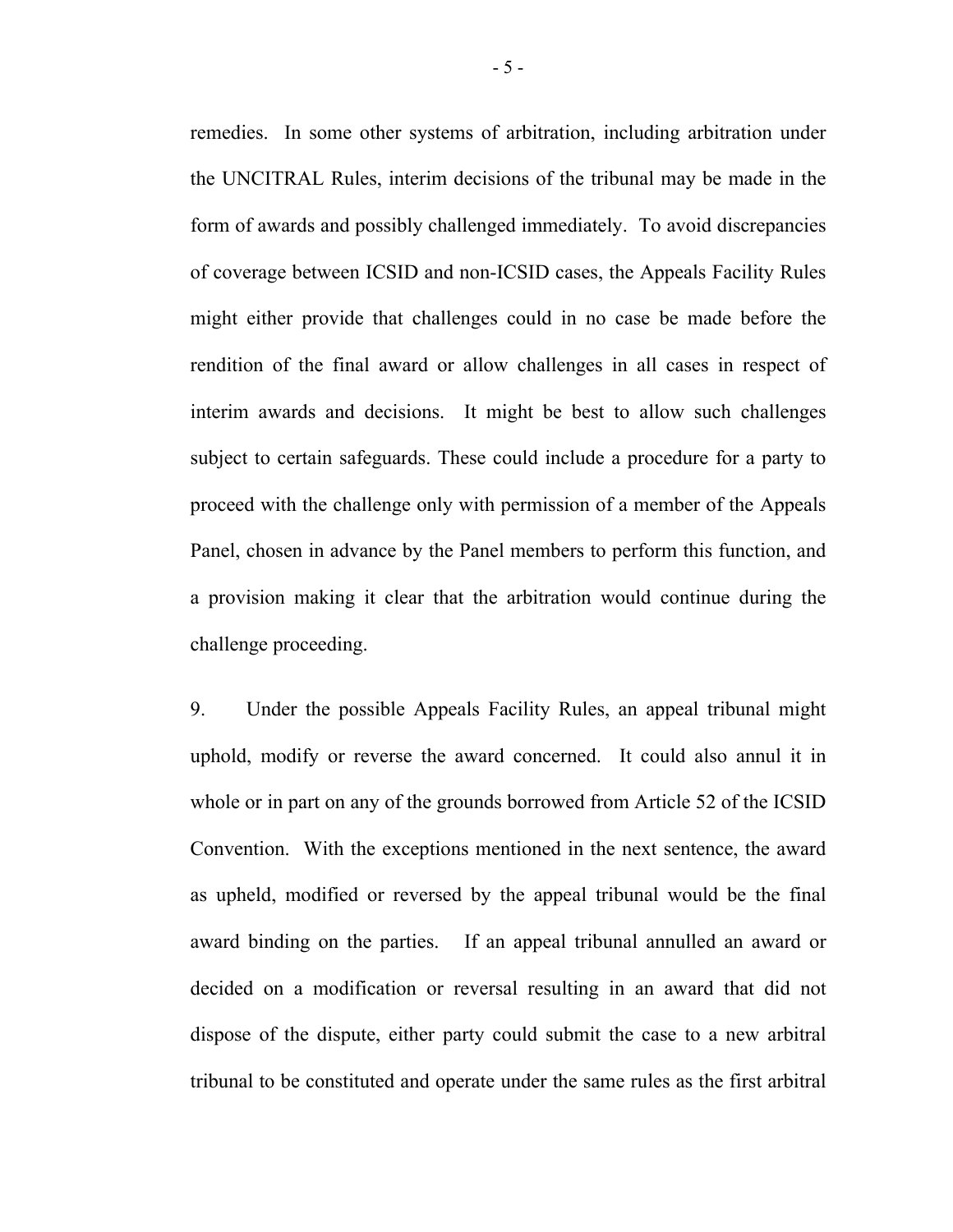remedies. In some other systems of arbitration, including arbitration under the UNCITRAL Rules, interim decisions of the tribunal may be made in the form of awards and possibly challenged immediately. To avoid discrepancies of coverage between ICSID and non-ICSID cases, the Appeals Facility Rules might either provide that challenges could in no case be made before the rendition of the final award or allow challenges in all cases in respect of interim awards and decisions. It might be best to allow such challenges subject to certain safeguards. These could include a procedure for a party to proceed with the challenge only with permission of a member of the Appeals Panel, chosen in advance by the Panel members to perform this function, and a provision making it clear that the arbitration would continue during the challenge proceeding.

9. Under the possible Appeals Facility Rules, an appeal tribunal might uphold, modify or reverse the award concerned. It could also annul it in whole or in part on any of the grounds borrowed from Article 52 of the ICSID Convention. With the exceptions mentioned in the next sentence, the award as upheld, modified or reversed by the appeal tribunal would be the final award binding on the parties. If an appeal tribunal annulled an award or decided on a modification or reversal resulting in an award that did not dispose of the dispute, either party could submit the case to a new arbitral tribunal to be constituted and operate under the same rules as the first arbitral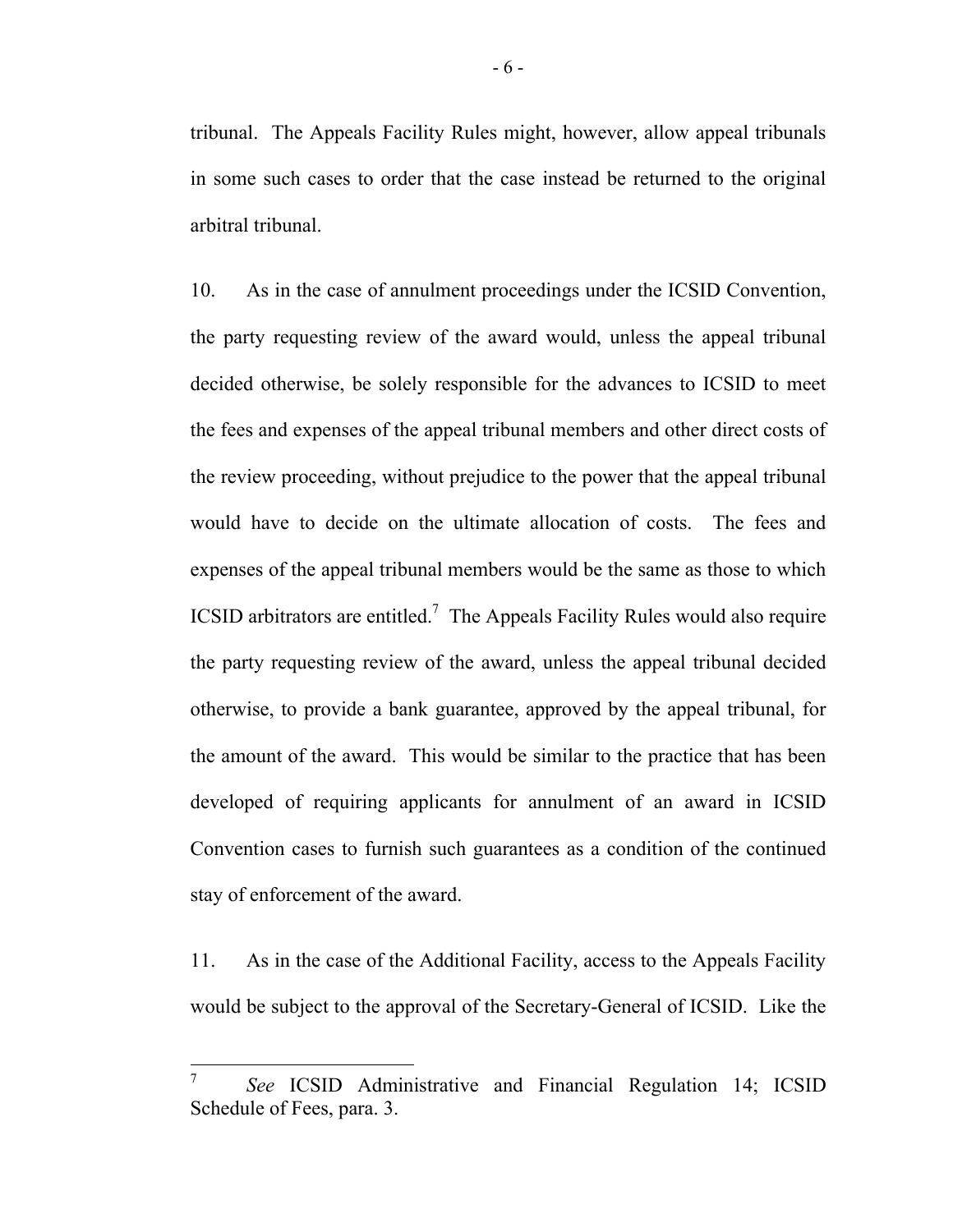tribunal. The Appeals Facility Rules might, however, allow appeal tribunals in some such cases to order that the case instead be returned to the original arbitral tribunal.

10. As in the case of annulment proceedings under the ICSID Convention, the party requesting review of the award would, unless the appeal tribunal decided otherwise, be solely responsible for the advances to ICSID to meet the fees and expenses of the appeal tribunal members and other direct costs of the review proceeding, without prejudice to the power that the appeal tribunal would have to decide on the ultimate allocation of costs. The fees and expenses of the appeal tribunal members would be the same as those to which ICSID arbitrators are entitled.[7] The Appeals Facility Rules would also require the party requesting review of the award, unless the appeal tribunal decided otherwise, to provide a bank guarantee, approved by the appeal tribunal, for the amount of the award. This would be similar to the practice that has been developed of requiring applicants for annulment of an award in ICSID Convention cases to furnish such guarantees as a condition of the continued stay of enforcement of the award.

11. As in the case of the Additional Facility, access to the Appeals Facility would be subject to the approval of the Secretary-General of ICSID. Like the

---

[7] *See* ICSID Administrative and Financial Regulation 14; ICSID Schedule of Fees, para. 3.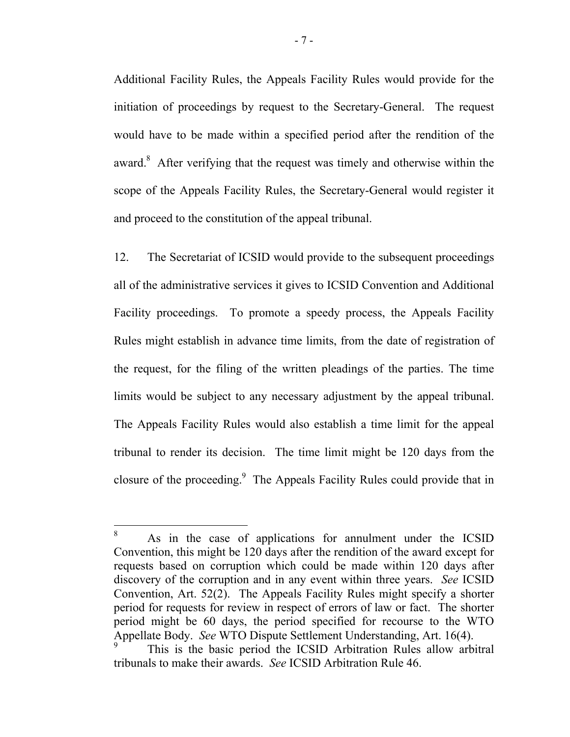Additional Facility Rules, the Appeals Facility Rules would provide for the initiation of proceedings by request to the Secretary-General. The request would have to be made within a specified period after the rendition of the award.[8] After verifying that the request was timely and otherwise within the scope of the Appeals Facility Rules, the Secretary-General would register it and proceed to the constitution of the appeal tribunal.

12. The Secretariat of ICSID would provide to the subsequent proceedings all of the administrative services it gives to ICSID Convention and Additional Facility proceedings. To promote a speedy process, the Appeals Facility Rules might establish in advance time limits, from the date of registration of the request, for the filing of the written pleadings of the parties. The time limits would be subject to any necessary adjustment by the appeal tribunal. The Appeals Facility Rules would also establish a time limit for the appeal tribunal to render its decision. The time limit might be 120 days from the closure of the proceeding.[9] The Appeals Facility Rules could provide that in

---

[8] As in the case of applications for annulment under the ICSID Convention, this might be 120 days after the rendition of the award except for requests based on corruption which could be made within 120 days after discovery of the corruption and in any event within three years. *See* ICSID Convention, Art. 52(2). The Appeals Facility Rules might specify a shorter period for requests for review in respect of errors of law or fact. The shorter period might be 60 days, the period specified for recourse to the WTO Appellate Body. *See* WTO Dispute Settlement Understanding, Art. 16(4).

[9] This is the basic period the ICSID Arbitration Rules allow arbitral tribunals to make their awards. *See* ICSID Arbitration Rule 46.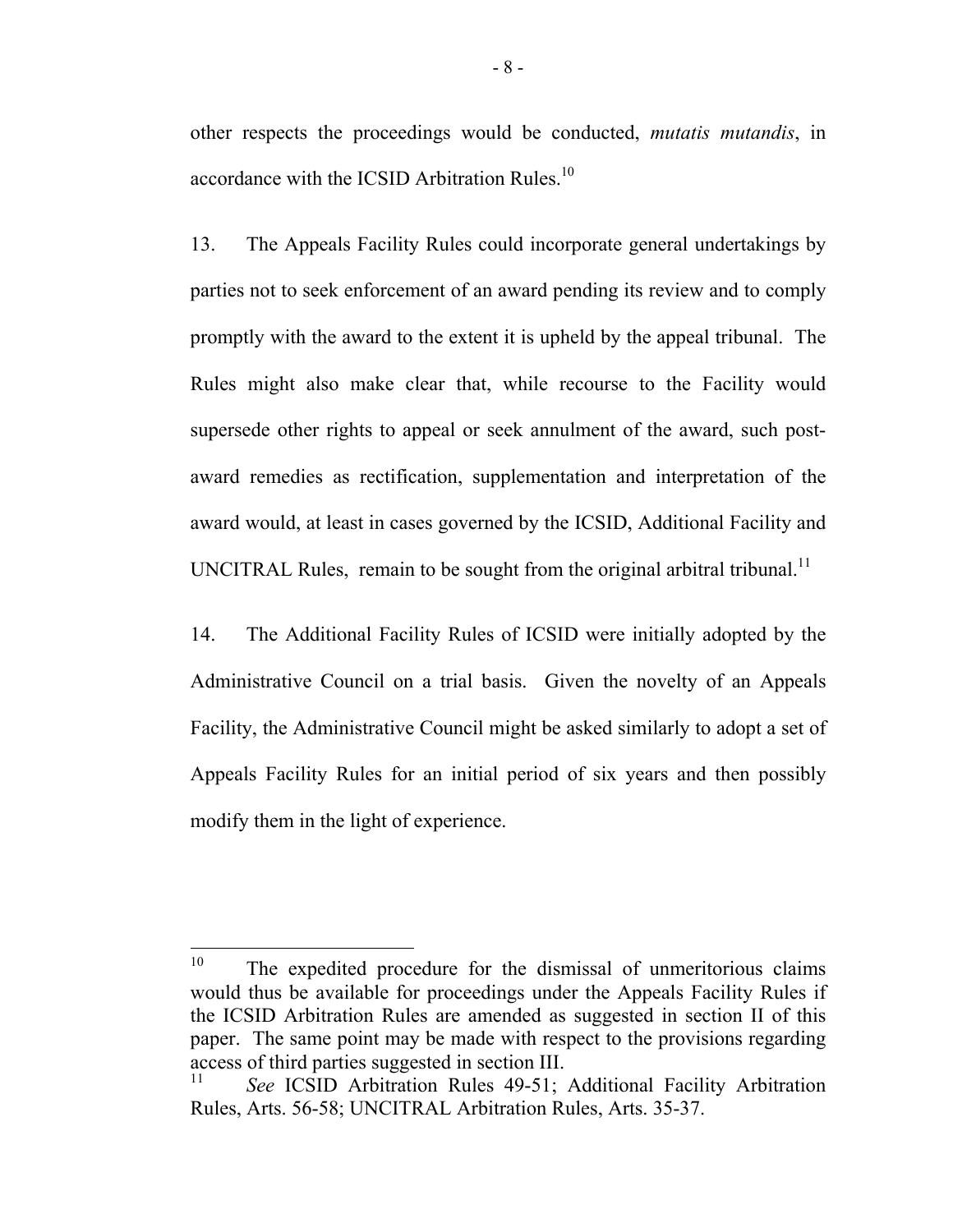other respects the proceedings would be conducted, *mutatis mutandis*, in accordance with the ICSID Arbitration Rules.[10]

13. The Appeals Facility Rules could incorporate general undertakings by parties not to seek enforcement of an award pending its review and to comply promptly with the award to the extent it is upheld by the appeal tribunal. The Rules might also make clear that, while recourse to the Facility would supersede other rights to appeal or seek annulment of the award, such post-award remedies as rectification, supplementation and interpretation of the award would, at least in cases governed by the ICSID, Additional Facility and UNCITRAL Rules, remain to be sought from the original arbitral tribunal.[11]

14. The Additional Facility Rules of ICSID were initially adopted by the Administrative Council on a trial basis. Given the novelty of an Appeals Facility, the Administrative Council might be asked similarly to adopt a set of Appeals Facility Rules for an initial period of six years and then possibly modify them in the light of experience.

---

[10] The expedited procedure for the dismissal of unmeritorious claims would thus be available for proceedings under the Appeals Facility Rules if the ICSID Arbitration Rules are amended as suggested in section II of this paper. The same point may be made with respect to the provisions regarding access of third parties suggested in section III.

[11] *See* ICSID Arbitration Rules 49-51; Additional Facility Arbitration Rules, Arts. 56-58; UNCITRAL Arbitration Rules, Arts. 35-37.